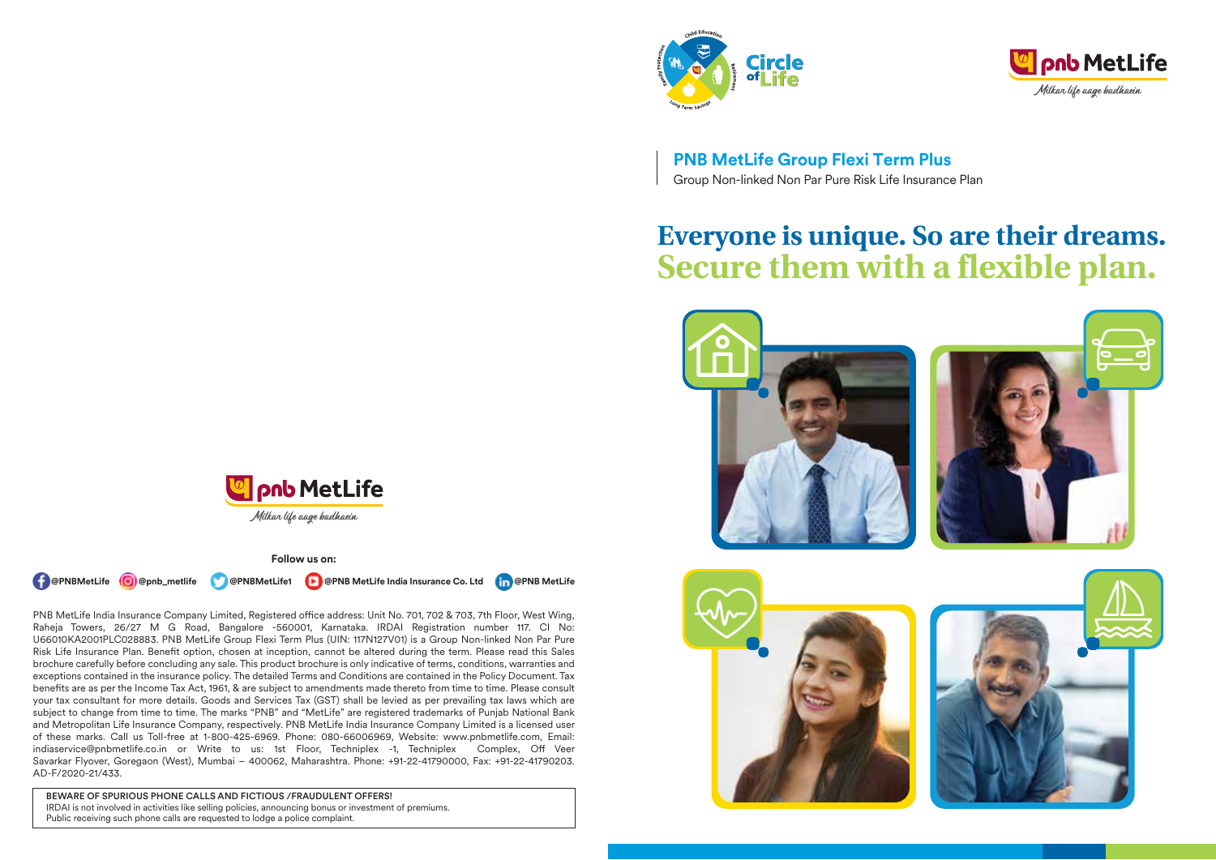# PNB MetLife Group Flexi Term Plus

Group Non-linked Non Par Pure Risk Life Insurance Plan

## Everyone is unique. So are their dreams. Secure them with a flexible plan.

Circle of Life

Child Education | Retirement | Long Term Savings | Family Protection

pnb MetLife

*Milkar life aage badhaein*

**Follow us on:**

@PNBMetLife @pnb_metlife @PNBMetLife1 @PNB MetLife India Insurance Co. Ltd @PNB MetLife

PNB MetLife India Insurance Company Limited, Registered office address: Unit No. 701, 702 & 703, 7th Floor, West Wing, Raheja Towers, 26/27 M G Road, Bangalore -560001, Karnataka. IRDAI Registration number 117. CI No: U66010KA2001PLC028883. PNB MetLife Group Flexi Term Plus (UIN: 117N127V01) is a Group Non-linked Non Par Pure Risk Life Insurance Plan. Benefit option, chosen at inception, cannot be altered during the term. Please read this Sales brochure carefully before concluding any sale. This product brochure is only indicative of terms, conditions, warranties and exceptions contained in the insurance policy. The detailed Terms and Conditions are contained in the Policy Document. Tax benefits are as per the Income Tax Act, 1961, & are subject to amendments made thereto from time to time. Please consult your tax consultant for more details. Goods and Services Tax (GST) shall be levied as per prevailing tax laws which are subject to change from time to time. The marks "PNB" and "MetLife" are registered trademarks of Punjab National Bank and Metropolitan Life Insurance Company, respectively. PNB MetLife India Insurance Company Limited is a licensed user of these marks. Call us Toll-free at 1-800-425-6969. Phone: 080-66006969, Website: www.pnbmetlife.com, Email: indiaservice@pnbmetlife.co.in or Write to us: 1st Floor, Techniplex -1, Techniplex Complex, Off Veer Savarkar Flyover, Goregaon (West), Mumbai – 400062, Maharashtra. Phone: +91-22-41790000, Fax: +91-22-41790203. AD-F/2020-21/433.

**BEWARE OF SPURIOUS PHONE CALLS AND FICTIOUS /FRAUDULENT OFFERS!**
IRDAI is not involved in activities like selling policies, announcing bonus or investment of premiums. Public receiving such phone calls are requested to lodge a police complaint.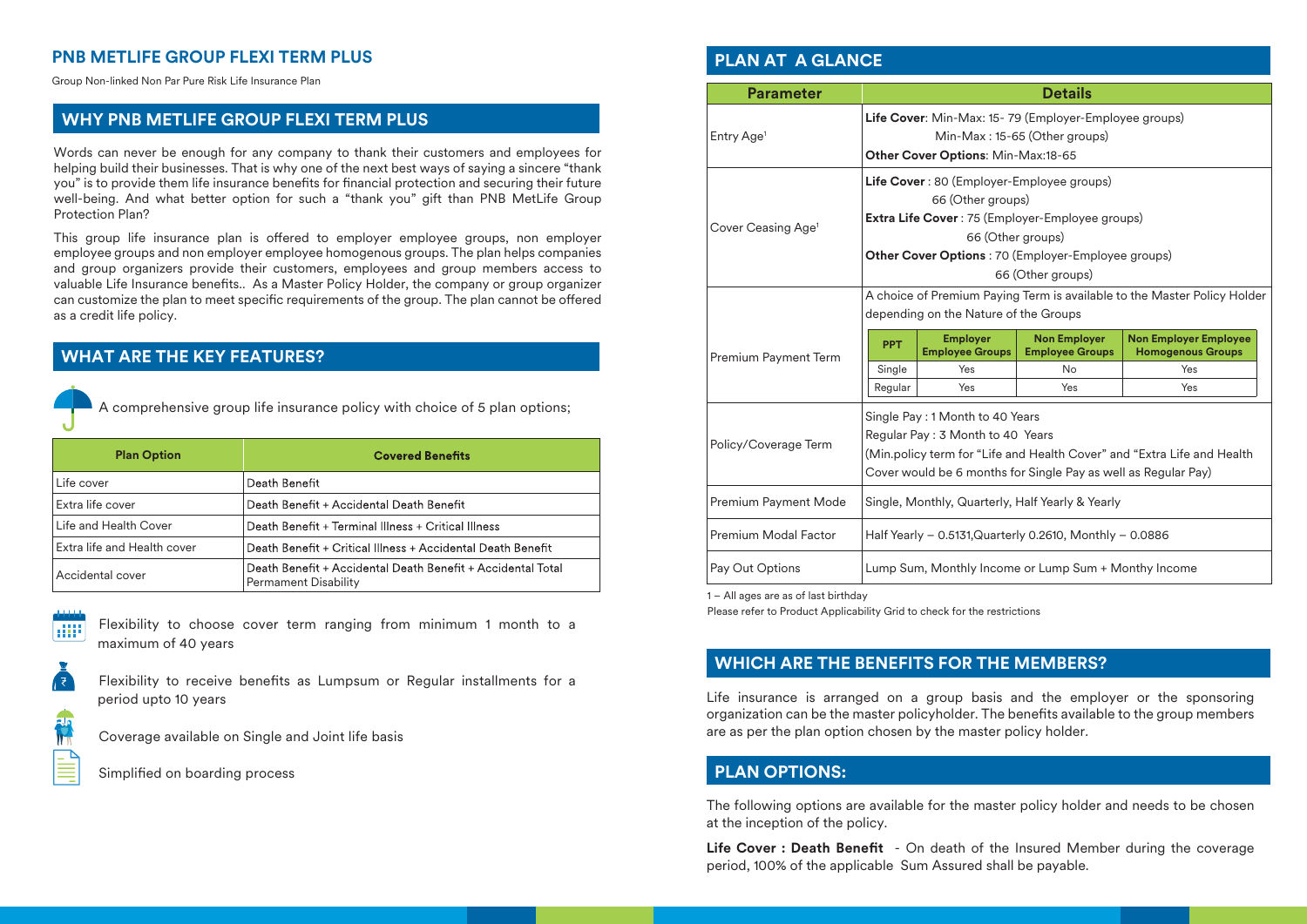## PNB METLIFE GROUP FLEXI TERM PLUS

Group Non-linked Non Par Pure Risk Life Insurance Plan

## WHY PNB METLIFE GROUP FLEXI TERM PLUS

Words can never be enough for any company to thank their customers and employees for helping build their businesses. That is why one of the next best ways of saying a sincere "thank you" is to provide them life insurance benefits for financial protection and securing their future well-being. And what better option for such a "thank you" gift than PNB MetLife Group Protection Plan?

This group life insurance plan is offered to employer employee groups, non employer employee groups and non employer employee homogenous groups. The plan helps companies and group organizers provide their customers, employees and group members access to valuable Life Insurance benefits.. As a Master Policy Holder, the company or group organizer can customize the plan to meet specific requirements of the group. The plan cannot be offered as a credit life policy.

## WHAT ARE THE KEY FEATURES?

A comprehensive group life insurance policy with choice of 5 plan options;

| Plan Option | Covered Benefits |
|---|---|
| Life cover | Death Benefit |
| Extra life cover | Death Benefit + Accidental Death Benefit |
| Life and Health Cover | Death Benefit + Terminal Illness + Critical Illness |
| Extra life and Health cover | Death Benefit + Critical Illness + Accidental Death Benefit |
| Accidental cover | Death Benefit + Accidental Death Benefit + Accidental Total Permament Disability |

Flexibility to choose cover term ranging from minimum 1 month to a maximum of 40 years

Flexibility to receive benefits as Lumpsum or Regular installments for a period upto 10 years

Coverage available on Single and Joint life basis

Simplified on boarding process

## PLAN AT A GLANCE

| Parameter | Details |
|---|---|
| Entry Age[1] | **Life Cover**: Min-Max: 15- 79 (Employer-Employee groups)<br>Min-Max : 15-65 (Other groups)<br>**Other Cover Options**: Min-Max:18-65 |
| Cover Ceasing Age[1] | **Life Cover** : 80 (Employer-Employee groups)<br>66 (Other groups)<br>**Extra Life Cover** : 75 (Employer-Employee groups)<br>66 (Other groups)<br>**Other Cover Options** : 70 (Employer-Employee groups)<br>66 (Other groups) |
| Premium Payment Term | A choice of Premium Paying Term is available to the Master Policy Holder depending on the Nature of the Groups<br>PPT / Employer Employee Groups / Non Employer Employee Groups / Non Employer Employee Homogenous Groups<br>Single: Yes / No / Yes<br>Regular: Yes / Yes / Yes |
| Policy/Coverage Term | Single Pay : 1 Month to 40 Years<br>Regular Pay : 3 Month to 40 Years<br>(Min.policy term for "Life and Health Cover" and "Extra Life and Health Cover would be 6 months for Single Pay as well as Regular Pay) |
| Premium Payment Mode | Single, Monthly, Quarterly, Half Yearly & Yearly |
| Premium Modal Factor | Half Yearly – 0.5131,Quarterly 0.2610, Monthly – 0.0886 |
| Pay Out Options | Lump Sum, Monthly Income or Lump Sum + Monthy Income |

1 – All ages are as of last birthday

Please refer to Product Applicability Grid to check for the restrictions

## WHICH ARE THE BENEFITS FOR THE MEMBERS?

Life insurance is arranged on a group basis and the employer or the sponsoring organization can be the master policyholder. The benefits available to the group members are as per the plan option chosen by the master policy holder.

## PLAN OPTIONS:

The following options are available for the master policy holder and needs to be chosen at the inception of the policy.

**Life Cover : Death Benefit** - On death of the Insured Member during the coverage period, 100% of the applicable Sum Assured shall be payable.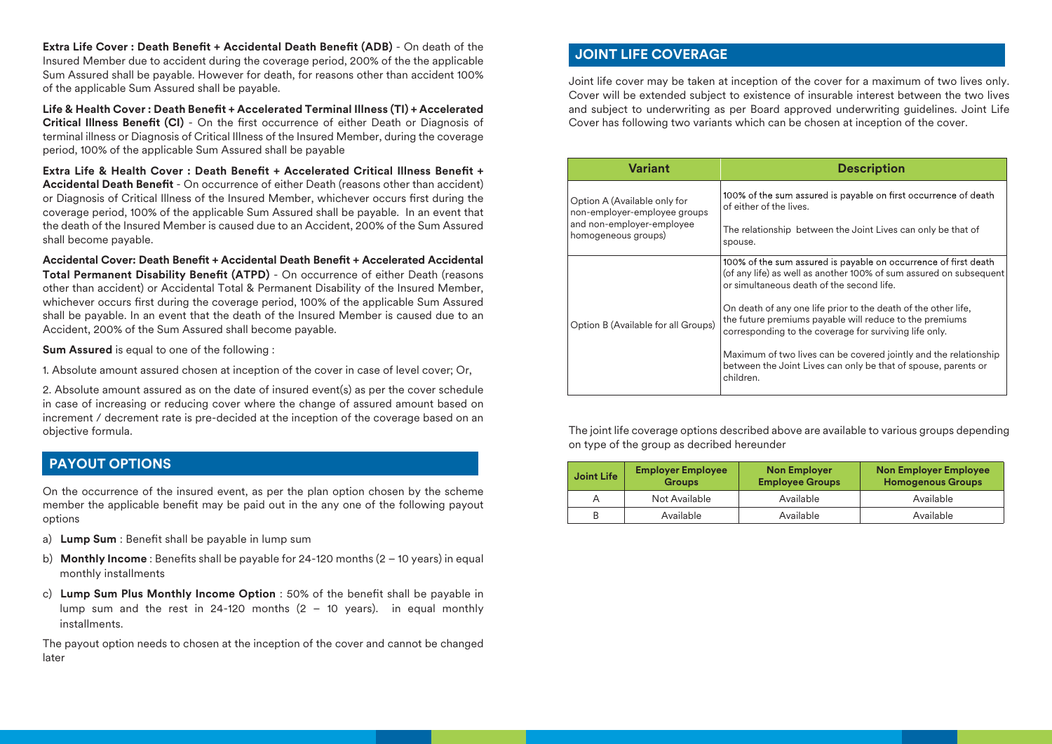**Extra Life Cover : Death Benefit + Accidental Death Benefit (ADB)** - On death of the Insured Member due to accident during the coverage period, 200% of the the applicable Sum Assured shall be payable. However for death, for reasons other than accident 100% of the applicable Sum Assured shall be payable.

**Life & Health Cover : Death Benefit + Accelerated Terminal Illness (TI) + Accelerated Critical Illness Benefit (CI)** - On the first occurrence of either Death or Diagnosis of terminal illness or Diagnosis of Critical Illness of the Insured Member, during the coverage period, 100% of the applicable Sum Assured shall be payable

**Extra Life & Health Cover : Death Benefit + Accelerated Critical Illness Benefit + Accidental Death Benefit** - On occurrence of either Death (reasons other than accident) or Diagnosis of Critical Illness of the Insured Member, whichever occurs first during the coverage period, 100% of the applicable Sum Assured shall be payable. In an event that the death of the Insured Member is caused due to an Accident, 200% of the Sum Assured shall become payable.

**Accidental Cover: Death Benefit + Accidental Death Benefit + Accelerated Accidental Total Permanent Disability Benefit (ATPD)** - On occurrence of either Death (reasons other than accident) or Accidental Total & Permanent Disability of the Insured Member, whichever occurs first during the coverage period, 100% of the applicable Sum Assured shall be payable. In an event that the death of the Insured Member is caused due to an Accident, 200% of the Sum Assured shall become payable.

**Sum Assured** is equal to one of the following :

1. Absolute amount assured chosen at inception of the cover in case of level cover; Or,

2. Absolute amount assured as on the date of insured event(s) as per the cover schedule in case of increasing or reducing cover where the change of assured amount based on increment / decrement rate is pre-decided at the inception of the coverage based on an objective formula.

## PAYOUT OPTIONS

On the occurrence of the insured event, as per the plan option chosen by the scheme member the applicable benefit may be paid out in the any one of the following payout options

a) **Lump Sum** : Benefit shall be payable in lump sum

b) **Monthly Income** : Benefits shall be payable for 24-120 months (2 – 10 years) in equal monthly installments

c) **Lump Sum Plus Monthly Income Option** : 50% of the benefit shall be payable in lump sum and the rest in 24-120 months (2 – 10 years). in equal monthly installments.

The payout option needs to chosen at the inception of the cover and cannot be changed later

## JOINT LIFE COVERAGE

Joint life cover may be taken at inception of the cover for a maximum of two lives only. Cover will be extended subject to existence of insurable interest between the two lives and subject to underwriting as per Board approved underwriting guidelines. Joint Life Cover has following two variants which can be chosen at inception of the cover.

| Variant | Description |
|---|---|
| Option A (Available only for non-employer-employee groups and non-employer-employee homogeneous groups) | 100% of the sum assured is payable on first occurrence of death of either of the lives.<br><br>The relationship between the Joint Lives can only be that of spouse. |
| Option B (Available for all Groups) | 100% of the sum assured is payable on occurrence of first death (of any life) as well as another 100% of sum assured on subsequent or simultaneous death of the second life.<br><br>On death of any one life prior to the death of the other life, the future premiums payable will reduce to the premiums corresponding to the coverage for surviving life only.<br><br>Maximum of two lives can be covered jointly and the relationship between the Joint Lives can only be that of spouse, parents or children. |

The joint life coverage options described above are available to various groups depending on type of the group as decribed hereunder

| Joint Life | Employer Employee Groups | Non Employer Employee Groups | Non Employer Employee Homogenous Groups |
|---|---|---|---|
| A | Not Available | Available | Available |
| B | Available | Available | Available |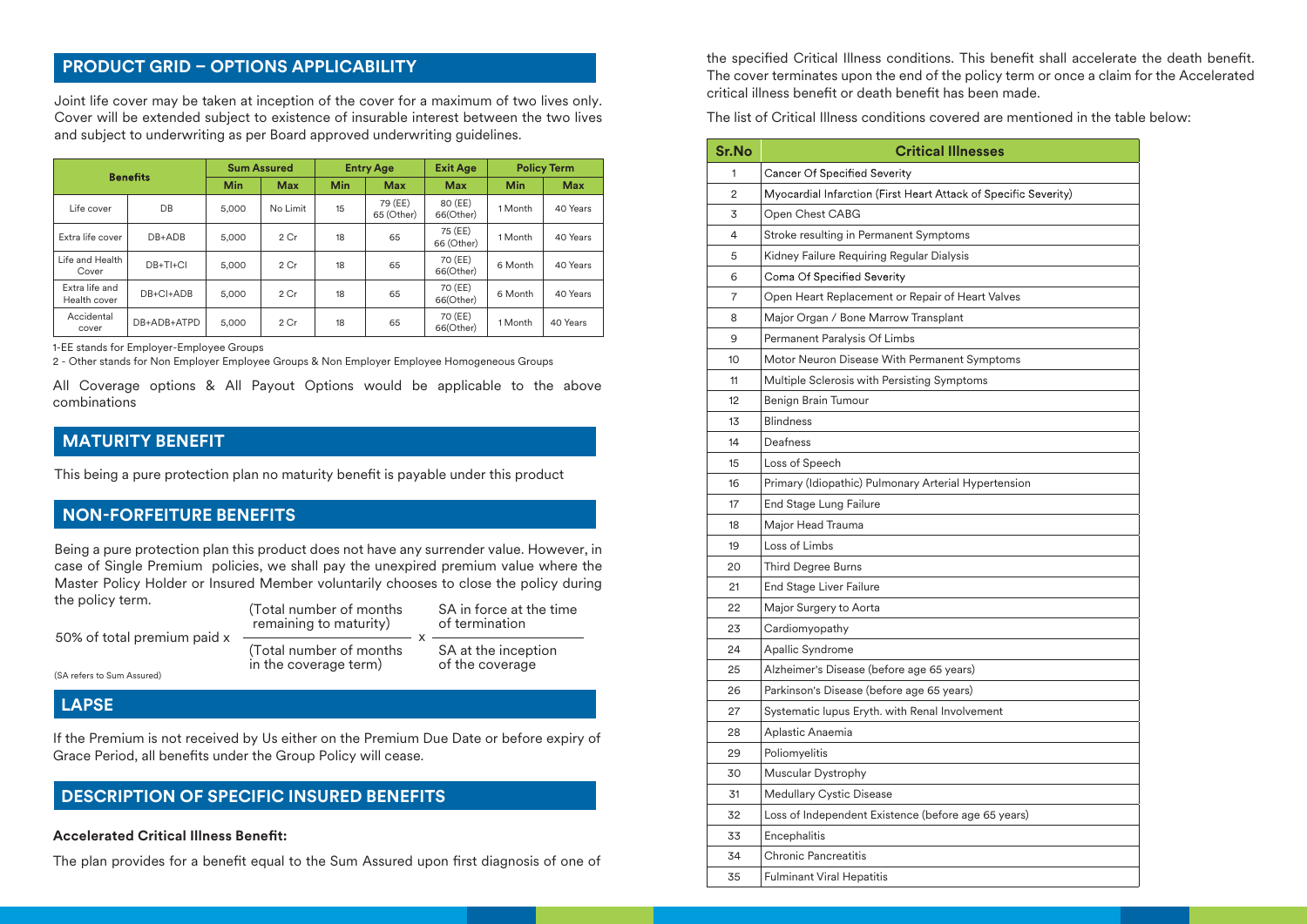## PRODUCT GRID – OPTIONS APPLICABILITY

Joint life cover may be taken at inception of the cover for a maximum of two lives only. Cover will be extended subject to existence of insurable interest between the two lives and subject to underwriting as per Board approved underwriting guidelines.

| Benefits | | Sum Assured | | Entry Age | | Exit Age | Policy Term | |
|---|---|---|---|---|---|---|---|---|
| | | Min | Max | Min | Max | Max | Min | Max |
| Life cover | DB | 5,000 | No Limit | 15 | 79 (EE) 65 (Other) | 80 (EE) 66(Other) | 1 Month | 40 Years |
| Extra life cover | DB+ADB | 5,000 | 2 Cr | 18 | 65 | 75 (EE) 66 (Other) | 1 Month | 40 Years |
| Life and Health Cover | DB+TI+CI | 5,000 | 2 Cr | 18 | 65 | 70 (EE) 66(Other) | 6 Month | 40 Years |
| Extra life and Health cover | DB+CI+ADB | 5,000 | 2 Cr | 18 | 65 | 70 (EE) 66(Other) | 6 Month | 40 Years |
| Accidental cover | DB+ADB+ATPD | 5,000 | 2 Cr | 18 | 65 | 70 (EE) 66(Other) | 1 Month | 40 Years |

1-EE stands for Employer-Employee Groups

2 - Other stands for Non Employer Employee Groups & Non Employer Employee Homogeneous Groups

All Coverage options & All Payout Options would be applicable to the above combinations

## MATURITY BENEFIT

This being a pure protection plan no maturity benefit is payable under this product

## NON-FORFEITURE BENEFITS

Being a pure protection plan this product does not have any surrender value. However, in case of Single Premium policies, we shall pay the unexpired premium value where the Master Policy Holder or Insured Member voluntarily chooses to close the policy during the policy term.

$$50\% \text{ of total premium paid} \times \frac{\text{(Total number of months remaining to maturity)}}{\text{(Total number of months in the coverage term)}} \times \frac{\text{SA in force at the time of termination}}{\text{SA at the inception of the coverage}}$$

(SA refers to Sum Assured)

## LAPSE

If the Premium is not received by Us either on the Premium Due Date or before expiry of Grace Period, all benefits under the Group Policy will cease.

## DESCRIPTION OF SPECIFIC INSURED BENEFITS

**Accelerated Critical Illness Benefit:**

The plan provides for a benefit equal to the Sum Assured upon first diagnosis of one of the specified Critical Illness conditions. This benefit shall accelerate the death benefit. The cover terminates upon the end of the policy term or once a claim for the Accelerated critical illness benefit or death benefit has been made.

The list of Critical Illness conditions covered are mentioned in the table below:

| Sr.No | Critical Illnesses |
|---|---|
| 1 | Cancer Of Specified Severity |
| 2 | Myocardial Infarction (First Heart Attack of Specific Severity) |
| 3 | Open Chest CABG |
| 4 | Stroke resulting in Permanent Symptoms |
| 5 | Kidney Failure Requiring Regular Dialysis |
| 6 | Coma Of Specified Severity |
| 7 | Open Heart Replacement or Repair of Heart Valves |
| 8 | Major Organ / Bone Marrow Transplant |
| 9 | Permanent Paralysis Of Limbs |
| 10 | Motor Neuron Disease With Permanent Symptoms |
| 11 | Multiple Sclerosis with Persisting Symptoms |
| 12 | Benign Brain Tumour |
| 13 | Blindness |
| 14 | Deafness |
| 15 | Loss of Speech |
| 16 | Primary (Idiopathic) Pulmonary Arterial Hypertension |
| 17 | End Stage Lung Failure |
| 18 | Major Head Trauma |
| 19 | Loss of Limbs |
| 20 | Third Degree Burns |
| 21 | End Stage Liver Failure |
| 22 | Major Surgery to Aorta |
| 23 | Cardiomyopathy |
| 24 | Apallic Syndrome |
| 25 | Alzheimer's Disease (before age 65 years) |
| 26 | Parkinson's Disease (before age 65 years) |
| 27 | Systematic lupus Eryth. with Renal Involvement |
| 28 | Aplastic Anaemia |
| 29 | Poliomyelitis |
| 30 | Muscular Dystrophy |
| 31 | Medullary Cystic Disease |
| 32 | Loss of Independent Existence (before age 65 years) |
| 33 | Encephalitis |
| 34 | Chronic Pancreatitis |
| 35 | Fulminant Viral Hepatitis |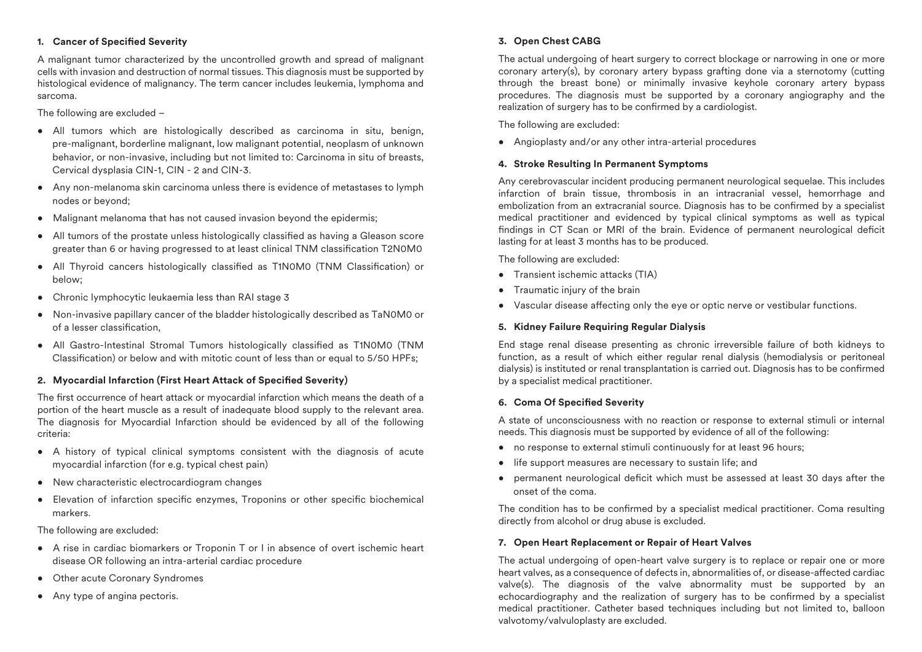### 1. Cancer of Specified Severity

A malignant tumor characterized by the uncontrolled growth and spread of malignant cells with invasion and destruction of normal tissues. This diagnosis must be supported by histological evidence of malignancy. The term cancer includes leukemia, lymphoma and sarcoma.

The following are excluded –

- All tumors which are histologically described as carcinoma in situ, benign, pre-malignant, borderline malignant, low malignant potential, neoplasm of unknown behavior, or non-invasive, including but not limited to: Carcinoma in situ of breasts, Cervical dysplasia CIN-1, CIN - 2 and CIN-3.
- Any non-melanoma skin carcinoma unless there is evidence of metastases to lymph nodes or beyond;
- Malignant melanoma that has not caused invasion beyond the epidermis;
- All tumors of the prostate unless histologically classified as having a Gleason score greater than 6 or having progressed to at least clinical TNM classification T2N0M0
- All Thyroid cancers histologically classified as T1N0M0 (TNM Classification) or below;
- Chronic lymphocytic leukaemia less than RAI stage 3
- Non-invasive papillary cancer of the bladder histologically described as TaN0M0 or of a lesser classification,
- All Gastro-Intestinal Stromal Tumors histologically classified as T1N0M0 (TNM Classification) or below and with mitotic count of less than or equal to 5/50 HPFs;

### 2. Myocardial Infarction (First Heart Attack of Specified Severity)

The first occurrence of heart attack or myocardial infarction which means the death of a portion of the heart muscle as a result of inadequate blood supply to the relevant area. The diagnosis for Myocardial Infarction should be evidenced by all of the following criteria:

- A history of typical clinical symptoms consistent with the diagnosis of acute myocardial infarction (for e.g. typical chest pain)
- New characteristic electrocardiogram changes
- Elevation of infarction specific enzymes, Troponins or other specific biochemical markers.

The following are excluded:

- A rise in cardiac biomarkers or Troponin T or I in absence of overt ischemic heart disease OR following an intra-arterial cardiac procedure
- Other acute Coronary Syndromes
- Any type of angina pectoris.

### 3. Open Chest CABG

The actual undergoing of heart surgery to correct blockage or narrowing in one or more coronary artery(s), by coronary artery bypass grafting done via a sternotomy (cutting through the breast bone) or minimally invasive keyhole coronary artery bypass procedures. The diagnosis must be supported by a coronary angiography and the realization of surgery has to be confirmed by a cardiologist.

The following are excluded:

- Angioplasty and/or any other intra-arterial procedures

### 4. Stroke Resulting In Permanent Symptoms

Any cerebrovascular incident producing permanent neurological sequelae. This includes infarction of brain tissue, thrombosis in an intracranial vessel, hemorrhage and embolization from an extracranial source. Diagnosis has to be confirmed by a specialist medical practitioner and evidenced by typical clinical symptoms as well as typical findings in CT Scan or MRI of the brain. Evidence of permanent neurological deficit lasting for at least 3 months has to be produced.

The following are excluded:

- Transient ischemic attacks (TIA)
- Traumatic injury of the brain
- Vascular disease affecting only the eye or optic nerve or vestibular functions.

### 5. Kidney Failure Requiring Regular Dialysis

End stage renal disease presenting as chronic irreversible failure of both kidneys to function, as a result of which either regular renal dialysis (hemodialysis or peritoneal dialysis) is instituted or renal transplantation is carried out. Diagnosis has to be confirmed by a specialist medical practitioner.

### 6. Coma Of Specified Severity

A state of unconsciousness with no reaction or response to external stimuli or internal needs. This diagnosis must be supported by evidence of all of the following:

- no response to external stimuli continuously for at least 96 hours;
- life support measures are necessary to sustain life; and
- permanent neurological deficit which must be assessed at least 30 days after the onset of the coma.

The condition has to be confirmed by a specialist medical practitioner. Coma resulting directly from alcohol or drug abuse is excluded.

### 7. Open Heart Replacement or Repair of Heart Valves

The actual undergoing of open-heart valve surgery is to replace or repair one or more heart valves, as a consequence of defects in, abnormalities of, or disease-affected cardiac valve(s). The diagnosis of the valve abnormality must be supported by an echocardiography and the realization of surgery has to be confirmed by a specialist medical practitioner. Catheter based techniques including but not limited to, balloon valvotomy/valvuloplasty are excluded.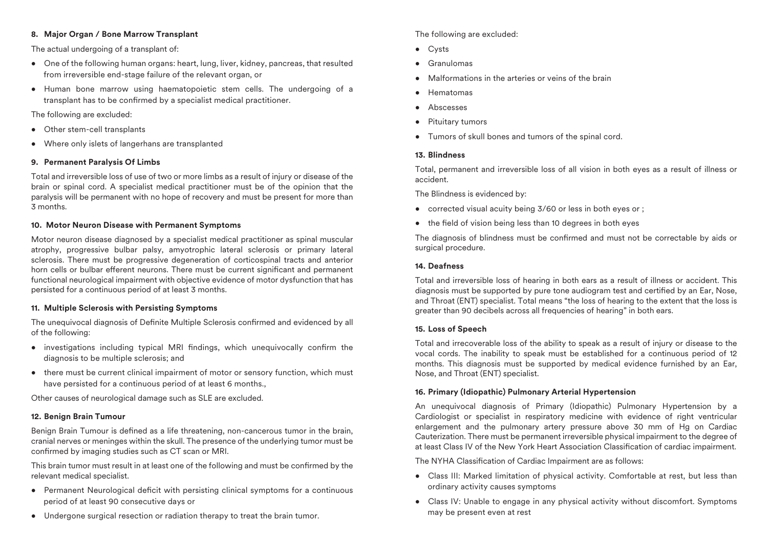#### 8. Major Organ / Bone Marrow Transplant

The actual undergoing of a transplant of:

- One of the following human organs: heart, lung, liver, kidney, pancreas, that resulted from irreversible end-stage failure of the relevant organ, or
- Human bone marrow using haematopoietic stem cells. The undergoing of a transplant has to be confirmed by a specialist medical practitioner.

The following are excluded:

- Other stem-cell transplants
- Where only islets of langerhans are transplanted

#### 9. Permanent Paralysis Of Limbs

Total and irreversible loss of use of two or more limbs as a result of injury or disease of the brain or spinal cord. A specialist medical practitioner must be of the opinion that the paralysis will be permanent with no hope of recovery and must be present for more than 3 months.

#### 10. Motor Neuron Disease with Permanent Symptoms

Motor neuron disease diagnosed by a specialist medical practitioner as spinal muscular atrophy, progressive bulbar palsy, amyotrophic lateral sclerosis or primary lateral sclerosis. There must be progressive degeneration of corticospinal tracts and anterior horn cells or bulbar efferent neurons. There must be current significant and permanent functional neurological impairment with objective evidence of motor dysfunction that has persisted for a continuous period of at least 3 months.

#### 11. Multiple Sclerosis with Persisting Symptoms

The unequivocal diagnosis of Definite Multiple Sclerosis confirmed and evidenced by all of the following:

- investigations including typical MRI findings, which unequivocally confirm the diagnosis to be multiple sclerosis; and
- there must be current clinical impairment of motor or sensory function, which must have persisted for a continuous period of at least 6 months.,

Other causes of neurological damage such as SLE are excluded.

#### 12. Benign Brain Tumour

Benign Brain Tumour is defined as a life threatening, non-cancerous tumor in the brain, cranial nerves or meninges within the skull. The presence of the underlying tumor must be confirmed by imaging studies such as CT scan or MRI.

This brain tumor must result in at least one of the following and must be confirmed by the relevant medical specialist.

- Permanent Neurological deficit with persisting clinical symptoms for a continuous period of at least 90 consecutive days or
- Undergone surgical resection or radiation therapy to treat the brain tumor.

The following are excluded:

- Cysts
- Granulomas
- Malformations in the arteries or veins of the brain
- Hematomas
- Abscesses
- Pituitary tumors
- Tumors of skull bones and tumors of the spinal cord.

#### 13. Blindness

Total, permanent and irreversible loss of all vision in both eyes as a result of illness or accident.

The Blindness is evidenced by:

- corrected visual acuity being 3/60 or less in both eyes or ;
- the field of vision being less than 10 degrees in both eyes

The diagnosis of blindness must be confirmed and must not be correctable by aids or surgical procedure.

#### 14. Deafness

Total and irreversible loss of hearing in both ears as a result of illness or accident. This diagnosis must be supported by pure tone audiogram test and certified by an Ear, Nose, and Throat (ENT) specialist. Total means "the loss of hearing to the extent that the loss is greater than 90 decibels across all frequencies of hearing" in both ears.

#### 15. Loss of Speech

Total and irrecoverable loss of the ability to speak as a result of injury or disease to the vocal cords. The inability to speak must be established for a continuous period of 12 months. This diagnosis must be supported by medical evidence furnished by an Ear, Nose, and Throat (ENT) specialist.

#### 16. Primary (Idiopathic) Pulmonary Arterial Hypertension

An unequivocal diagnosis of Primary (Idiopathic) Pulmonary Hypertension by a Cardiologist or specialist in respiratory medicine with evidence of right ventricular enlargement and the pulmonary artery pressure above 30 mm of Hg on Cardiac Cauterization. There must be permanent irreversible physical impairment to the degree of at least Class IV of the New York Heart Association Classification of cardiac impairment.

The NYHA Classification of Cardiac Impairment are as follows:

- Class III: Marked limitation of physical activity. Comfortable at rest, but less than ordinary activity causes symptoms
- Class IV: Unable to engage in any physical activity without discomfort. Symptoms may be present even at rest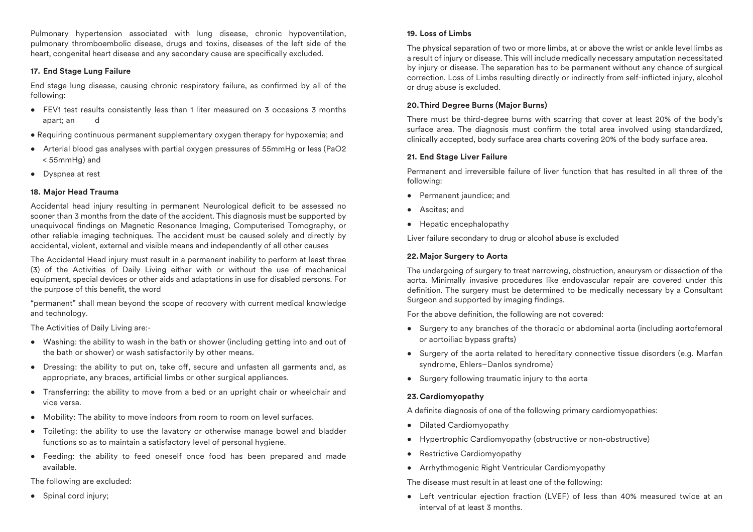Pulmonary hypertension associated with lung disease, chronic hypoventilation, pulmonary thromboembolic disease, drugs and toxins, diseases of the left side of the heart, congenital heart disease and any secondary cause are specifically excluded.

### 17. End Stage Lung Failure

End stage lung disease, causing chronic respiratory failure, as confirmed by all of the following:

- FEV1 test results consistently less than 1 liter measured on 3 occasions 3 months apart; an d
- Requiring continuous permanent supplementary oxygen therapy for hypoxemia; and
- Arterial blood gas analyses with partial oxygen pressures of 55mmHg or less ($PaO_2 < 55mmHg$) and
- Dyspnea at rest

### 18. Major Head Trauma

Accidental head injury resulting in permanent Neurological deficit to be assessed no sooner than 3 months from the date of the accident. This diagnosis must be supported by unequivocal findings on Magnetic Resonance Imaging, Computerised Tomography, or other reliable imaging techniques. The accident must be caused solely and directly by accidental, violent, external and visible means and independently of all other causes

The Accidental Head injury must result in a permanent inability to perform at least three (3) of the Activities of Daily Living either with or without the use of mechanical equipment, special devices or other aids and adaptations in use for disabled persons. For the purpose of this benefit, the word

"permanent" shall mean beyond the scope of recovery with current medical knowledge and technology.

The Activities of Daily Living are:-

- Washing: the ability to wash in the bath or shower (including getting into and out of the bath or shower) or wash satisfactorily by other means.
- Dressing: the ability to put on, take off, secure and unfasten all garments and, as appropriate, any braces, artificial limbs or other surgical appliances.
- Transferring: the ability to move from a bed or an upright chair or wheelchair and vice versa.
- Mobility: The ability to move indoors from room to room on level surfaces.
- Toileting: the ability to use the lavatory or otherwise manage bowel and bladder functions so as to maintain a satisfactory level of personal hygiene.
- Feeding: the ability to feed oneself once food has been prepared and made available.

The following are excluded:

- Spinal cord injury;

### 19. Loss of Limbs

The physical separation of two or more limbs, at or above the wrist or ankle level limbs as a result of injury or disease. This will include medically necessary amputation necessitated by injury or disease. The separation has to be permanent without any chance of surgical correction. Loss of Limbs resulting directly or indirectly from self-inflicted injury, alcohol or drug abuse is excluded.

### 20. Third Degree Burns (Major Burns)

There must be third-degree burns with scarring that cover at least 20% of the body's surface area. The diagnosis must confirm the total area involved using standardized, clinically accepted, body surface area charts covering 20% of the body surface area.

### 21. End Stage Liver Failure

Permanent and irreversible failure of liver function that has resulted in all three of the following:

- Permanent jaundice; and
- Ascites; and
- Hepatic encephalopathy

Liver failure secondary to drug or alcohol abuse is excluded

### 22. Major Surgery to Aorta

The undergoing of surgery to treat narrowing, obstruction, aneurysm or dissection of the aorta. Minimally invasive procedures like endovascular repair are covered under this definition. The surgery must be determined to be medically necessary by a Consultant Surgeon and supported by imaging findings.

For the above definition, the following are not covered:

- Surgery to any branches of the thoracic or abdominal aorta (including aortofemoral or aortoiliac bypass grafts)
- Surgery of the aorta related to hereditary connective tissue disorders (e.g. Marfan syndrome, Ehlers–Danlos syndrome)
- Surgery following traumatic injury to the aorta

### 23. Cardiomyopathy

A definite diagnosis of one of the following primary cardiomyopathies:

- Dilated Cardiomyopathy
- Hypertrophic Cardiomyopathy (obstructive or non-obstructive)
- Restrictive Cardiomyopathy
- Arrhythmogenic Right Ventricular Cardiomyopathy

The disease must result in at least one of the following:

- Left ventricular ejection fraction (LVEF) of less than 40% measured twice at an interval of at least 3 months.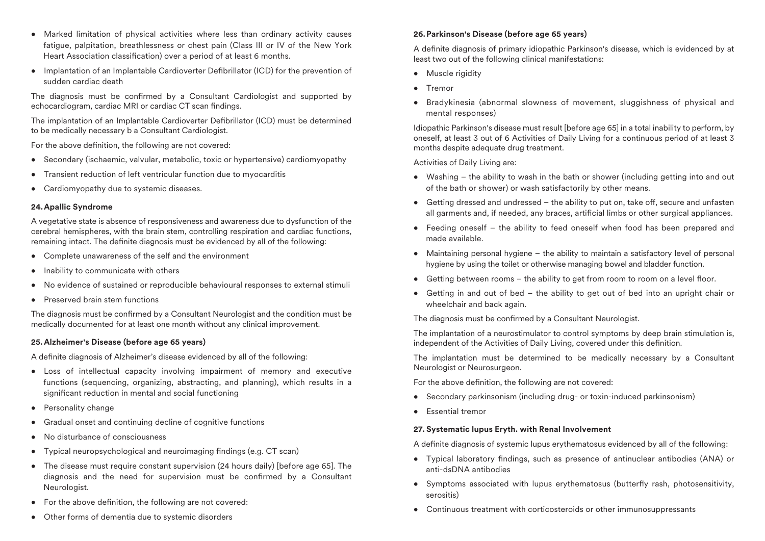- Marked limitation of physical activities where less than ordinary activity causes fatigue, palpitation, breathlessness or chest pain (Class III or IV of the New York Heart Association classification) over a period of at least 6 months.
- Implantation of an Implantable Cardioverter Defibrillator (ICD) for the prevention of sudden cardiac death

The diagnosis must be confirmed by a Consultant Cardiologist and supported by echocardiogram, cardiac MRI or cardiac CT scan findings.

The implantation of an Implantable Cardioverter Defibrillator (ICD) must be determined to be medically necessary b a Consultant Cardiologist.

For the above definition, the following are not covered:

- Secondary (ischaemic, valvular, metabolic, toxic or hypertensive) cardiomyopathy
- Transient reduction of left ventricular function due to myocarditis
- Cardiomyopathy due to systemic diseases.

### 24. Apallic Syndrome

A vegetative state is absence of responsiveness and awareness due to dysfunction of the cerebral hemispheres, with the brain stem, controlling respiration and cardiac functions, remaining intact. The definite diagnosis must be evidenced by all of the following:

- Complete unawareness of the self and the environment
- Inability to communicate with others
- No evidence of sustained or reproducible behavioural responses to external stimuli
- Preserved brain stem functions

The diagnosis must be confirmed by a Consultant Neurologist and the condition must be medically documented for at least one month without any clinical improvement.

### 25. Alzheimer's Disease (before age 65 years)

A definite diagnosis of Alzheimer's disease evidenced by all of the following:

- Loss of intellectual capacity involving impairment of memory and executive functions (sequencing, organizing, abstracting, and planning), which results in a significant reduction in mental and social functioning
- Personality change
- Gradual onset and continuing decline of cognitive functions
- No disturbance of consciousness
- Typical neuropsychological and neuroimaging findings (e.g. CT scan)
- The disease must require constant supervision (24 hours daily) [before age 65]. The diagnosis and the need for supervision must be confirmed by a Consultant Neurologist.
- For the above definition, the following are not covered:
- Other forms of dementia due to systemic disorders

### 26. Parkinson's Disease (before age 65 years)

A definite diagnosis of primary idiopathic Parkinson's disease, which is evidenced by at least two out of the following clinical manifestations:

- Muscle rigidity
- Tremor
- Bradykinesia (abnormal slowness of movement, sluggishness of physical and mental responses)

Idiopathic Parkinson's disease must result [before age 65] in a total inability to perform, by oneself, at least 3 out of 6 Activities of Daily Living for a continuous period of at least 3 months despite adequate drug treatment.

Activities of Daily Living are:

- Washing – the ability to wash in the bath or shower (including getting into and out of the bath or shower) or wash satisfactorily by other means.
- Getting dressed and undressed – the ability to put on, take off, secure and unfasten all garments and, if needed, any braces, artificial limbs or other surgical appliances.
- Feeding oneself – the ability to feed oneself when food has been prepared and made available.
- Maintaining personal hygiene – the ability to maintain a satisfactory level of personal hygiene by using the toilet or otherwise managing bowel and bladder function.
- Getting between rooms – the ability to get from room to room on a level floor.
- Getting in and out of bed – the ability to get out of bed into an upright chair or wheelchair and back again.

The diagnosis must be confirmed by a Consultant Neurologist.

The implantation of a neurostimulator to control symptoms by deep brain stimulation is, independent of the Activities of Daily Living, covered under this definition.

The implantation must be determined to be medically necessary by a Consultant Neurologist or Neurosurgeon.

For the above definition, the following are not covered:

- Secondary parkinsonism (including drug- or toxin-induced parkinsonism)
- Essential tremor

### 27. Systematic lupus Eryth. with Renal Involvement

A definite diagnosis of systemic lupus erythematosus evidenced by all of the following:

- Typical laboratory findings, such as presence of antinuclear antibodies (ANA) or anti-dsDNA antibodies
- Symptoms associated with lupus erythematosus (butterfly rash, photosensitivity, serositis)
- Continuous treatment with corticosteroids or other immunosuppressants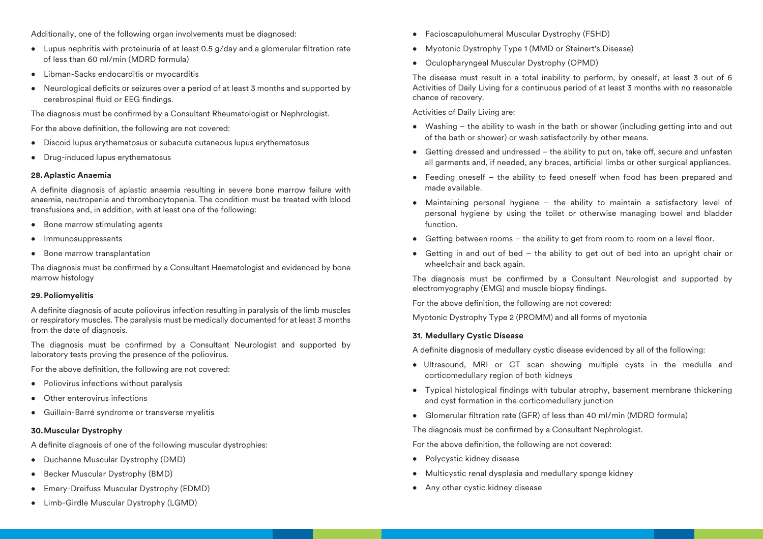Additionally, one of the following organ involvements must be diagnosed:

- Lupus nephritis with proteinuria of at least 0.5 g/day and a glomerular filtration rate of less than 60 ml/min (MDRD formula)
- Libman-Sacks endocarditis or myocarditis
- Neurological deficits or seizures over a period of at least 3 months and supported by cerebrospinal fluid or EEG findings.

The diagnosis must be confirmed by a Consultant Rheumatologist or Nephrologist.

For the above definition, the following are not covered:

- Discoid lupus erythematosus or subacute cutaneous lupus erythematosus
- Drug-induced lupus erythematosus

### 28. Aplastic Anaemia

A definite diagnosis of aplastic anaemia resulting in severe bone marrow failure with anaemia, neutropenia and thrombocytopenia. The condition must be treated with blood transfusions and, in addition, with at least one of the following:

- Bone marrow stimulating agents
- Immunosuppressants
- Bone marrow transplantation

The diagnosis must be confirmed by a Consultant Haematologist and evidenced by bone marrow histology

### 29. Poliomyelitis

A definite diagnosis of acute poliovirus infection resulting in paralysis of the limb muscles or respiratory muscles. The paralysis must be medically documented for at least 3 months from the date of diagnosis.

The diagnosis must be confirmed by a Consultant Neurologist and supported by laboratory tests proving the presence of the poliovirus.

For the above definition, the following are not covered:

- Poliovirus infections without paralysis
- Other enterovirus infections
- Guillain-Barré syndrome or transverse myelitis

### 30. Muscular Dystrophy

A definite diagnosis of one of the following muscular dystrophies:

- Duchenne Muscular Dystrophy (DMD)
- Becker Muscular Dystrophy (BMD)
- Emery-Dreifuss Muscular Dystrophy (EDMD)
- Limb-Girdle Muscular Dystrophy (LGMD)
- Facioscapulohumeral Muscular Dystrophy (FSHD)
- Myotonic Dystrophy Type 1 (MMD or Steinert's Disease)
- Oculopharyngeal Muscular Dystrophy (OPMD)

The disease must result in a total inability to perform, by oneself, at least 3 out of 6 Activities of Daily Living for a continuous period of at least 3 months with no reasonable chance of recovery.

Activities of Daily Living are:

- Washing – the ability to wash in the bath or shower (including getting into and out of the bath or shower) or wash satisfactorily by other means.
- Getting dressed and undressed – the ability to put on, take off, secure and unfasten all garments and, if needed, any braces, artificial limbs or other surgical appliances.
- Feeding oneself – the ability to feed oneself when food has been prepared and made available.
- Maintaining personal hygiene – the ability to maintain a satisfactory level of personal hygiene by using the toilet or otherwise managing bowel and bladder function.
- Getting between rooms – the ability to get from room to room on a level floor.
- Getting in and out of bed – the ability to get out of bed into an upright chair or wheelchair and back again.

The diagnosis must be confirmed by a Consultant Neurologist and supported by electromyography (EMG) and muscle biopsy findings.

For the above definition, the following are not covered:

Myotonic Dystrophy Type 2 (PROMM) and all forms of myotonia

### 31. Medullary Cystic Disease

A definite diagnosis of medullary cystic disease evidenced by all of the following:

- Ultrasound, MRI or CT scan showing multiple cysts in the medulla and corticomedullary region of both kidneys
- Typical histological findings with tubular atrophy, basement membrane thickening and cyst formation in the corticomedullary junction
- Glomerular filtration rate (GFR) of less than 40 ml/min (MDRD formula)

The diagnosis must be confirmed by a Consultant Nephrologist.

For the above definition, the following are not covered:

- Polycystic kidney disease
- Multicystic renal dysplasia and medullary sponge kidney
- Any other cystic kidney disease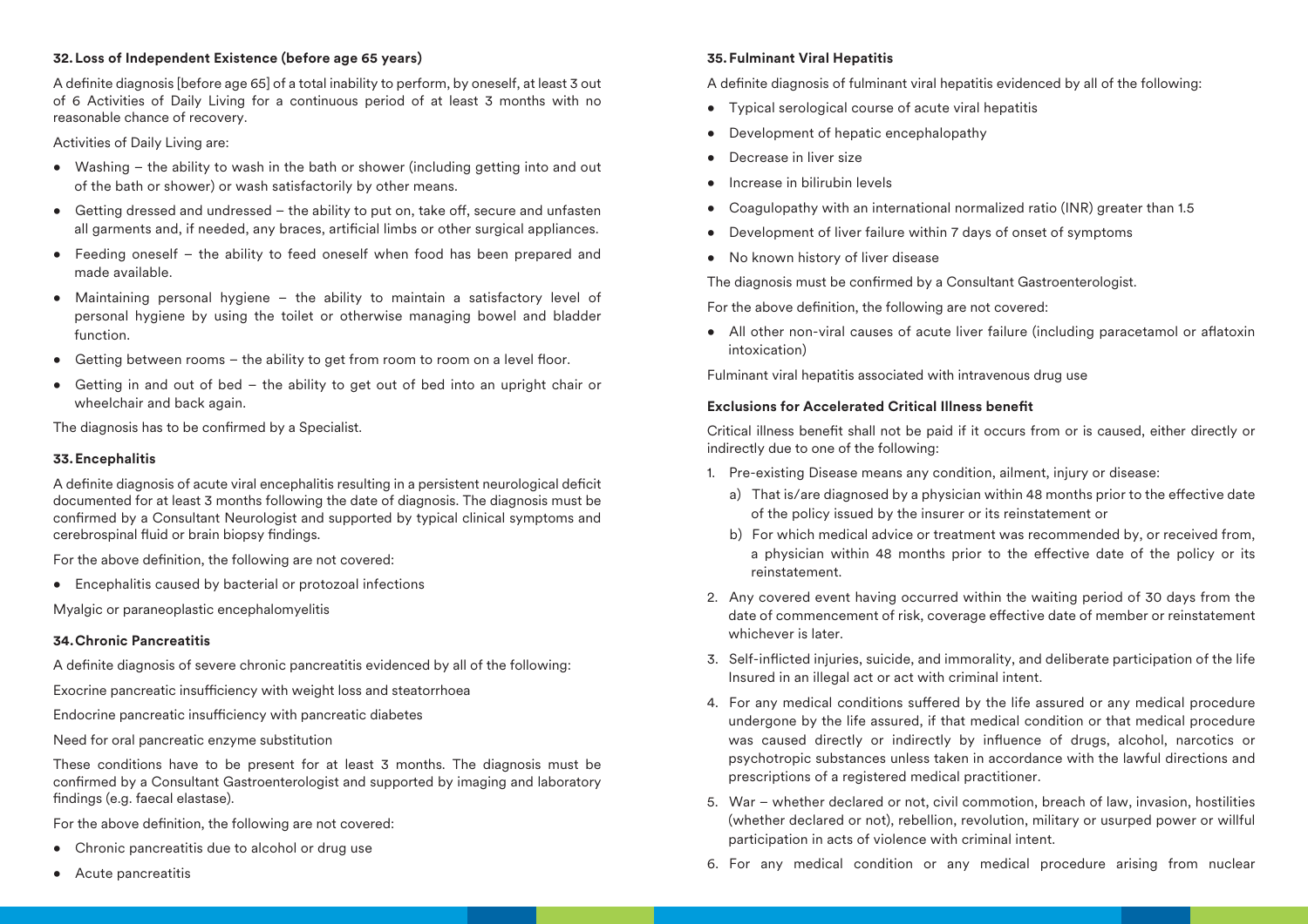#### 32. Loss of Independent Existence (before age 65 years)

A definite diagnosis [before age 65] of a total inability to perform, by oneself, at least 3 out of 6 Activities of Daily Living for a continuous period of at least 3 months with no reasonable chance of recovery.

Activities of Daily Living are:

- Washing – the ability to wash in the bath or shower (including getting into and out of the bath or shower) or wash satisfactorily by other means.
- Getting dressed and undressed – the ability to put on, take off, secure and unfasten all garments and, if needed, any braces, artificial limbs or other surgical appliances.
- Feeding oneself – the ability to feed oneself when food has been prepared and made available.
- Maintaining personal hygiene – the ability to maintain a satisfactory level of personal hygiene by using the toilet or otherwise managing bowel and bladder function.
- Getting between rooms – the ability to get from room to room on a level floor.
- Getting in and out of bed – the ability to get out of bed into an upright chair or wheelchair and back again.

The diagnosis has to be confirmed by a Specialist.

#### 33. Encephalitis

A definite diagnosis of acute viral encephalitis resulting in a persistent neurological deficit documented for at least 3 months following the date of diagnosis. The diagnosis must be confirmed by a Consultant Neurologist and supported by typical clinical symptoms and cerebrospinal fluid or brain biopsy findings.

For the above definition, the following are not covered:

- Encephalitis caused by bacterial or protozoal infections

Myalgic or paraneoplastic encephalomyelitis

#### 34. Chronic Pancreatitis

A definite diagnosis of severe chronic pancreatitis evidenced by all of the following:

Exocrine pancreatic insufficiency with weight loss and steatorrhoea

Endocrine pancreatic insufficiency with pancreatic diabetes

Need for oral pancreatic enzyme substitution

These conditions have to be present for at least 3 months. The diagnosis must be confirmed by a Consultant Gastroenterologist and supported by imaging and laboratory findings (e.g. faecal elastase).

For the above definition, the following are not covered:

- Chronic pancreatitis due to alcohol or drug use
- Acute pancreatitis

#### 35. Fulminant Viral Hepatitis

A definite diagnosis of fulminant viral hepatitis evidenced by all of the following:

- Typical serological course of acute viral hepatitis
- Development of hepatic encephalopathy
- Decrease in liver size
- Increase in bilirubin levels
- Coagulopathy with an international normalized ratio (INR) greater than 1.5
- Development of liver failure within 7 days of onset of symptoms
- No known history of liver disease

The diagnosis must be confirmed by a Consultant Gastroenterologist.

For the above definition, the following are not covered:

- All other non-viral causes of acute liver failure (including paracetamol or aflatoxin intoxication)

Fulminant viral hepatitis associated with intravenous drug use

#### Exclusions for Accelerated Critical Illness benefit

Critical illness benefit shall not be paid if it occurs from or is caused, either directly or indirectly due to one of the following:

1. Pre-existing Disease means any condition, ailment, injury or disease:
   a) That is/are diagnosed by a physician within 48 months prior to the effective date of the policy issued by the insurer or its reinstatement or
   b) For which medical advice or treatment was recommended by, or received from, a physician within 48 months prior to the effective date of the policy or its reinstatement.
2. Any covered event having occurred within the waiting period of 30 days from the date of commencement of risk, coverage effective date of member or reinstatement whichever is later.
3. Self-inflicted injuries, suicide, and immorality, and deliberate participation of the life Insured in an illegal act or act with criminal intent.
4. For any medical conditions suffered by the life assured or any medical procedure undergone by the life assured, if that medical condition or that medical procedure was caused directly or indirectly by influence of drugs, alcohol, narcotics or psychotropic substances unless taken in accordance with the lawful directions and prescriptions of a registered medical practitioner.
5. War – whether declared or not, civil commotion, breach of law, invasion, hostilities (whether declared or not), rebellion, revolution, military or usurped power or willful participation in acts of violence with criminal intent.
6. For any medical condition or any medical procedure arising from nuclear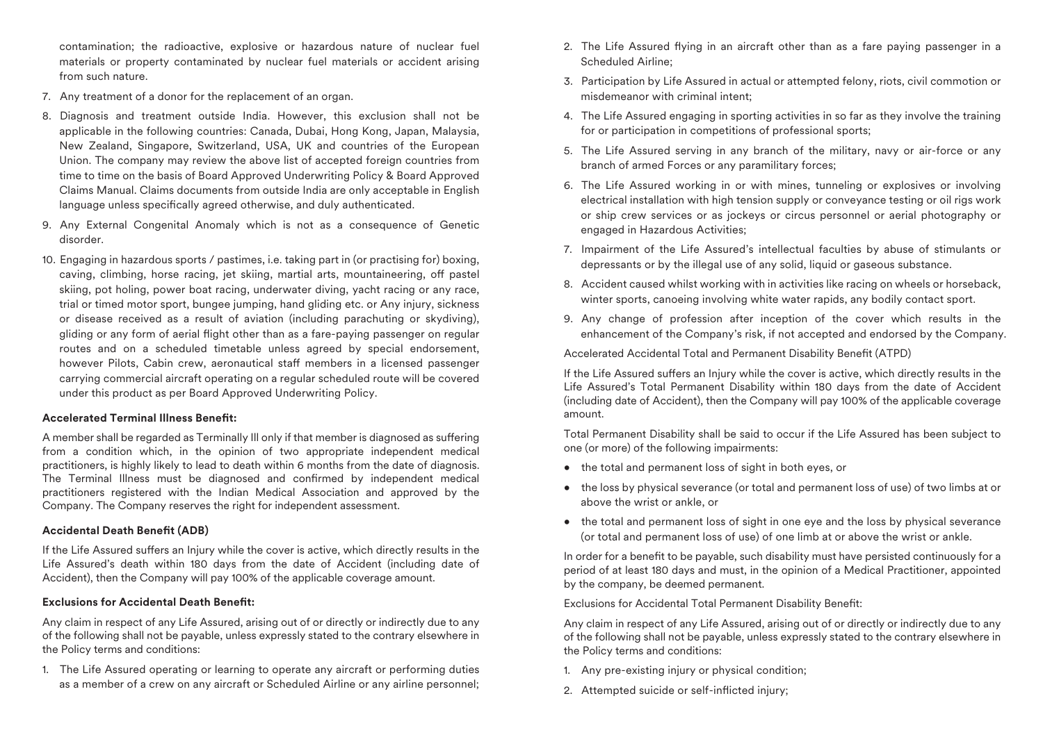contamination; the radioactive, explosive or hazardous nature of nuclear fuel materials or property contaminated by nuclear fuel materials or accident arising from such nature.

7. Any treatment of a donor for the replacement of an organ.
8. Diagnosis and treatment outside India. However, this exclusion shall not be applicable in the following countries: Canada, Dubai, Hong Kong, Japan, Malaysia, New Zealand, Singapore, Switzerland, USA, UK and countries of the European Union. The company may review the above list of accepted foreign countries from time to time on the basis of Board Approved Underwriting Policy & Board Approved Claims Manual. Claims documents from outside India are only acceptable in English language unless specifically agreed otherwise, and duly authenticated.
9. Any External Congenital Anomaly which is not as a consequence of Genetic disorder.
10. Engaging in hazardous sports / pastimes, i.e. taking part in (or practising for) boxing, caving, climbing, horse racing, jet skiing, martial arts, mountaineering, off pastel skiing, pot holing, power boat racing, underwater diving, yacht racing or any race, trial or timed motor sport, bungee jumping, hand gliding etc. or Any injury, sickness or disease received as a result of aviation (including parachuting or skydiving), gliding or any form of aerial flight other than as a fare-paying passenger on regular routes and on a scheduled timetable unless agreed by special endorsement, however Pilots, Cabin crew, aeronautical staff members in a licensed passenger carrying commercial aircraft operating on a regular scheduled route will be covered under this product as per Board Approved Underwriting Policy.

**Accelerated Terminal Illness Benefit:**

A member shall be regarded as Terminally Ill only if that member is diagnosed as suffering from a condition which, in the opinion of two appropriate independent medical practitioners, is highly likely to lead to death within 6 months from the date of diagnosis. The Terminal Illness must be diagnosed and confirmed by independent medical practitioners registered with the Indian Medical Association and approved by the Company. The Company reserves the right for independent assessment.

**Accidental Death Benefit (ADB)**

If the Life Assured suffers an Injury while the cover is active, which directly results in the Life Assured's death within 180 days from the date of Accident (including date of Accident), then the Company will pay 100% of the applicable coverage amount.

**Exclusions for Accidental Death Benefit:**

Any claim in respect of any Life Assured, arising out of or directly or indirectly due to any of the following shall not be payable, unless expressly stated to the contrary elsewhere in the Policy terms and conditions:

1. The Life Assured operating or learning to operate any aircraft or performing duties as a member of a crew on any aircraft or Scheduled Airline or any airline personnel;
2. The Life Assured flying in an aircraft other than as a fare paying passenger in a Scheduled Airline;
3. Participation by Life Assured in actual or attempted felony, riots, civil commotion or misdemeanor with criminal intent;
4. The Life Assured engaging in sporting activities in so far as they involve the training for or participation in competitions of professional sports;
5. The Life Assured serving in any branch of the military, navy or air-force or any branch of armed Forces or any paramilitary forces;
6. The Life Assured working in or with mines, tunneling or explosives or involving electrical installation with high tension supply or conveyance testing or oil rigs work or ship crew services or as jockeys or circus personnel or aerial photography or engaged in Hazardous Activities;
7. Impairment of the Life Assured's intellectual faculties by abuse of stimulants or depressants or by the illegal use of any solid, liquid or gaseous substance.
8. Accident caused whilst working with in activities like racing on wheels or horseback, winter sports, canoeing involving white water rapids, any bodily contact sport.
9. Any change of profession after inception of the cover which results in the enhancement of the Company's risk, if not accepted and endorsed by the Company.

Accelerated Accidental Total and Permanent Disability Benefit (ATPD)

If the Life Assured suffers an Injury while the cover is active, which directly results in the Life Assured's Total Permanent Disability within 180 days from the date of Accident (including date of Accident), then the Company will pay 100% of the applicable coverage amount.

Total Permanent Disability shall be said to occur if the Life Assured has been subject to one (or more) of the following impairments:

- the total and permanent loss of sight in both eyes, or
- the loss by physical severance (or total and permanent loss of use) of two limbs at or above the wrist or ankle, or
- the total and permanent loss of sight in one eye and the loss by physical severance (or total and permanent loss of use) of one limb at or above the wrist or ankle.

In order for a benefit to be payable, such disability must have persisted continuously for a period of at least 180 days and must, in the opinion of a Medical Practitioner, appointed by the company, be deemed permanent.

Exclusions for Accidental Total Permanent Disability Benefit:

Any claim in respect of any Life Assured, arising out of or directly or indirectly due to any of the following shall not be payable, unless expressly stated to the contrary elsewhere in the Policy terms and conditions:

1. Any pre-existing injury or physical condition;
2. Attempted suicide or self-inflicted injury;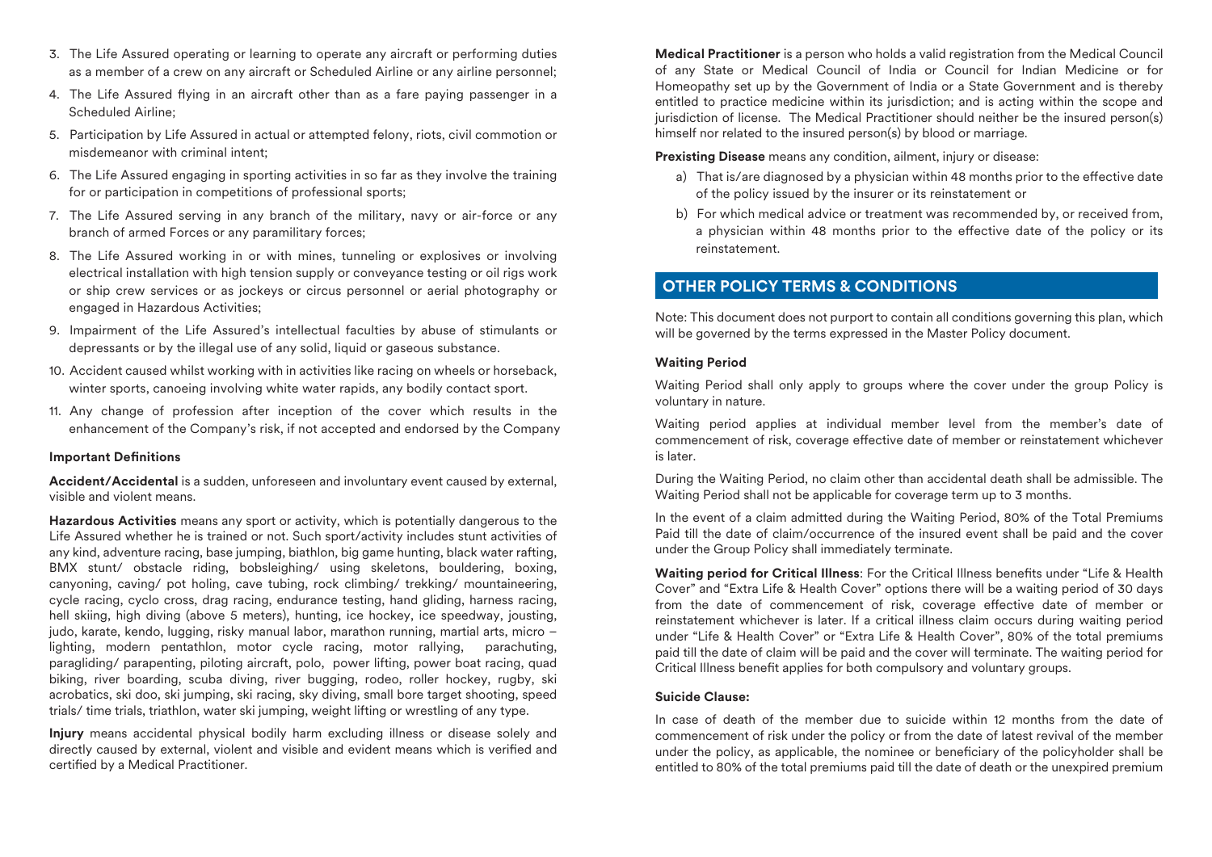3. The Life Assured operating or learning to operate any aircraft or performing duties as a member of a crew on any aircraft or Scheduled Airline or any airline personnel;
4. The Life Assured flying in an aircraft other than as a fare paying passenger in a Scheduled Airline;
5. Participation by Life Assured in actual or attempted felony, riots, civil commotion or misdemeanor with criminal intent;
6. The Life Assured engaging in sporting activities in so far as they involve the training for or participation in competitions of professional sports;
7. The Life Assured serving in any branch of the military, navy or air-force or any branch of armed Forces or any paramilitary forces;
8. The Life Assured working in or with mines, tunneling or explosives or involving electrical installation with high tension supply or conveyance testing or oil rigs work or ship crew services or as jockeys or circus personnel or aerial photography or engaged in Hazardous Activities;
9. Impairment of the Life Assured's intellectual faculties by abuse of stimulants or depressants or by the illegal use of any solid, liquid or gaseous substance.
10. Accident caused whilst working with in activities like racing on wheels or horseback, winter sports, canoeing involving white water rapids, any bodily contact sport.
11. Any change of profession after inception of the cover which results in the enhancement of the Company's risk, if not accepted and endorsed by the Company

#### Important Definitions

**Accident/Accidental** is a sudden, unforeseen and involuntary event caused by external, visible and violent means.

**Hazardous Activities** means any sport or activity, which is potentially dangerous to the Life Assured whether he is trained or not. Such sport/activity includes stunt activities of any kind, adventure racing, base jumping, biathlon, big game hunting, black water rafting, BMX stunt/ obstacle riding, bobsleighing/ using skeletons, bouldering, boxing, canyoning, caving/ pot holing, cave tubing, rock climbing/ trekking/ mountaineering, cycle racing, cyclo cross, drag racing, endurance testing, hand gliding, harness racing, hell skiing, high diving (above 5 meters), hunting, ice hockey, ice speedway, jousting, judo, karate, kendo, lugging, risky manual labor, marathon running, martial arts, micro – lighting, modern pentathlon, motor cycle racing, motor rallying, parachuting, paragliding/ parapenting, piloting aircraft, polo, power lifting, power boat racing, quad biking, river boarding, scuba diving, river bugging, rodeo, roller hockey, rugby, ski acrobatics, ski doo, ski jumping, ski racing, sky diving, small bore target shooting, speed trials/ time trials, triathlon, water ski jumping, weight lifting or wrestling of any type.

**Injury** means accidental physical bodily harm excluding illness or disease solely and directly caused by external, violent and visible and evident means which is verified and certified by a Medical Practitioner.

**Medical Practitioner** is a person who holds a valid registration from the Medical Council of any State or Medical Council of India or Council for Indian Medicine or for Homeopathy set up by the Government of India or a State Government and is thereby entitled to practice medicine within its jurisdiction; and is acting within the scope and jurisdiction of license. The Medical Practitioner should neither be the insured person(s) himself nor related to the insured person(s) by blood or marriage.

**Prexisting Disease** means any condition, ailment, injury or disease:

a) That is/are diagnosed by a physician within 48 months prior to the effective date of the policy issued by the insurer or its reinstatement or
b) For which medical advice or treatment was recommended by, or received from, a physician within 48 months prior to the effective date of the policy or its reinstatement.

## OTHER POLICY TERMS & CONDITIONS

Note: This document does not purport to contain all conditions governing this plan, which will be governed by the terms expressed in the Master Policy document.

#### Waiting Period

Waiting Period shall only apply to groups where the cover under the group Policy is voluntary in nature.

Waiting period applies at individual member level from the member's date of commencement of risk, coverage effective date of member or reinstatement whichever is later.

During the Waiting Period, no claim other than accidental death shall be admissible. The Waiting Period shall not be applicable for coverage term up to 3 months.

In the event of a claim admitted during the Waiting Period, 80% of the Total Premiums Paid till the date of claim/occurrence of the insured event shall be paid and the cover under the Group Policy shall immediately terminate.

**Waiting period for Critical Illness**: For the Critical Illness benefits under "Life & Health Cover" and "Extra Life & Health Cover" options there will be a waiting period of 30 days from the date of commencement of risk, coverage effective date of member or reinstatement whichever is later. If a critical illness claim occurs during waiting period under "Life & Health Cover" or "Extra Life & Health Cover", 80% of the total premiums paid till the date of claim will be paid and the cover will terminate. The waiting period for Critical Illness benefit applies for both compulsory and voluntary groups.

#### Suicide Clause:

In case of death of the member due to suicide within 12 months from the date of commencement of risk under the policy or from the date of latest revival of the member under the policy, as applicable, the nominee or beneficiary of the policyholder shall be entitled to 80% of the total premiums paid till the date of death or the unexpired premium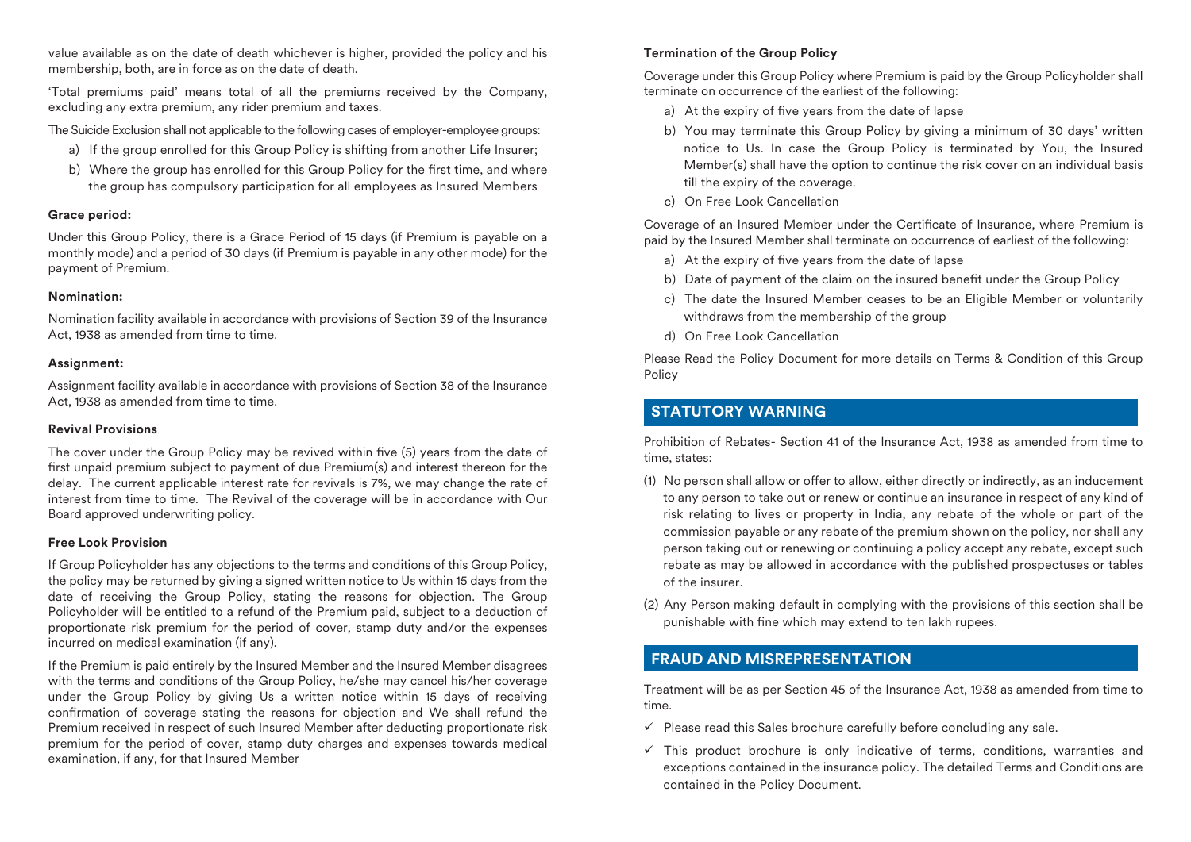value available as on the date of death whichever is higher, provided the policy and his membership, both, are in force as on the date of death.

'Total premiums paid' means total of all the premiums received by the Company, excluding any extra premium, any rider premium and taxes.

The Suicide Exclusion shall not applicable to the following cases of employer-employee groups:

a) If the group enrolled for this Group Policy is shifting from another Life Insurer;
b) Where the group has enrolled for this Group Policy for the first time, and where the group has compulsory participation for all employees as Insured Members

**Grace period:**

Under this Group Policy, there is a Grace Period of 15 days (if Premium is payable on a monthly mode) and a period of 30 days (if Premium is payable in any other mode) for the payment of Premium.

**Nomination:**

Nomination facility available in accordance with provisions of Section 39 of the Insurance Act, 1938 as amended from time to time.

**Assignment:**

Assignment facility available in accordance with provisions of Section 38 of the Insurance Act, 1938 as amended from time to time.

**Revival Provisions**

The cover under the Group Policy may be revived within five (5) years from the date of first unpaid premium subject to payment of due Premium(s) and interest thereon for the delay. The current applicable interest rate for revivals is 7%, we may change the rate of interest from time to time. The Revival of the coverage will be in accordance with Our Board approved underwriting policy.

**Free Look Provision**

If Group Policyholder has any objections to the terms and conditions of this Group Policy, the policy may be returned by giving a signed written notice to Us within 15 days from the date of receiving the Group Policy, stating the reasons for objection. The Group Policyholder will be entitled to a refund of the Premium paid, subject to a deduction of proportionate risk premium for the period of cover, stamp duty and/or the expenses incurred on medical examination (if any).

If the Premium is paid entirely by the Insured Member and the Insured Member disagrees with the terms and conditions of the Group Policy, he/she may cancel his/her coverage under the Group Policy by giving Us a written notice within 15 days of receiving confirmation of coverage stating the reasons for objection and We shall refund the Premium received in respect of such Insured Member after deducting proportionate risk premium for the period of cover, stamp duty charges and expenses towards medical examination, if any, for that Insured Member

**Termination of the Group Policy**

Coverage under this Group Policy where Premium is paid by the Group Policyholder shall terminate on occurrence of the earliest of the following:

a) At the expiry of five years from the date of lapse
b) You may terminate this Group Policy by giving a minimum of 30 days' written notice to Us. In case the Group Policy is terminated by You, the Insured Member(s) shall have the option to continue the risk cover on an individual basis till the expiry of the coverage.
c) On Free Look Cancellation

Coverage of an Insured Member under the Certificate of Insurance, where Premium is paid by the Insured Member shall terminate on occurrence of earliest of the following:

a) At the expiry of five years from the date of lapse
b) Date of payment of the claim on the insured benefit under the Group Policy
c) The date the Insured Member ceases to be an Eligible Member or voluntarily withdraws from the membership of the group
d) On Free Look Cancellation

Please Read the Policy Document for more details on Terms & Condition of this Group Policy

## STATUTORY WARNING

Prohibition of Rebates- Section 41 of the Insurance Act, 1938 as amended from time to time, states:

(1) No person shall allow or offer to allow, either directly or indirectly, as an inducement to any person to take out or renew or continue an insurance in respect of any kind of risk relating to lives or property in India, any rebate of the whole or part of the commission payable or any rebate of the premium shown on the policy, nor shall any person taking out or renewing or continuing a policy accept any rebate, except such rebate as may be allowed in accordance with the published prospectuses or tables of the insurer.

(2) Any Person making default in complying with the provisions of this section shall be punishable with fine which may extend to ten lakh rupees.

## FRAUD AND MISREPRESENTATION

Treatment will be as per Section 45 of the Insurance Act, 1938 as amended from time to time.

- ✓ Please read this Sales brochure carefully before concluding any sale.
- ✓ This product brochure is only indicative of terms, conditions, warranties and exceptions contained in the insurance policy. The detailed Terms and Conditions are contained in the Policy Document.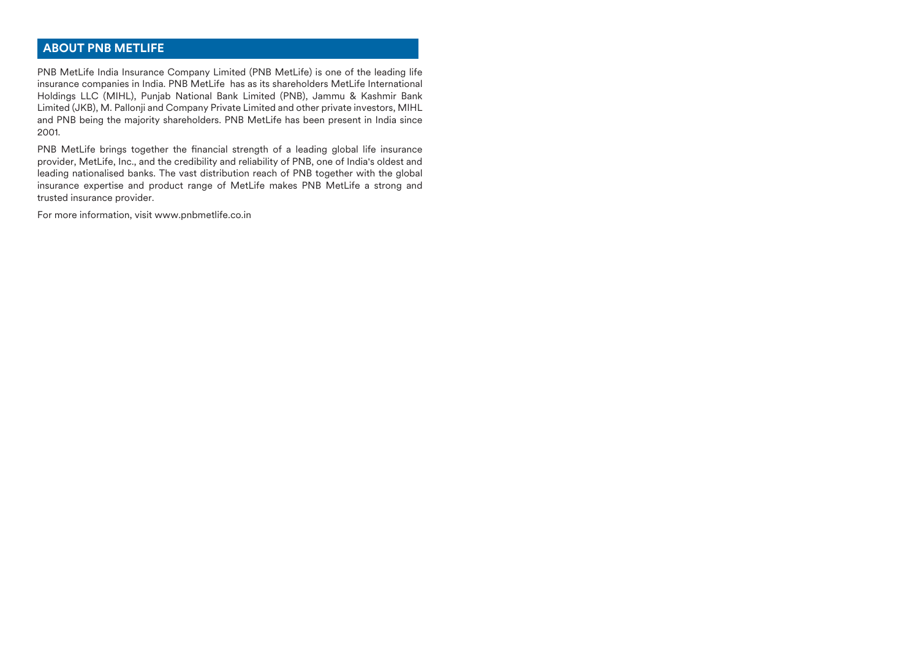## ABOUT PNB METLIFE

PNB MetLife India Insurance Company Limited (PNB MetLife) is one of the leading life insurance companies in India. PNB MetLife has as its shareholders MetLife International Holdings LLC (MIHL), Punjab National Bank Limited (PNB), Jammu & Kashmir Bank Limited (JKB), M. Pallonji and Company Private Limited and other private investors, MIHL and PNB being the majority shareholders. PNB MetLife has been present in India since 2001.

PNB MetLife brings together the financial strength of a leading global life insurance provider, MetLife, Inc., and the credibility and reliability of PNB, one of India's oldest and leading nationalised banks. The vast distribution reach of PNB together with the global insurance expertise and product range of MetLife makes PNB MetLife a strong and trusted insurance provider.

For more information, visit www.pnbmetlife.co.in